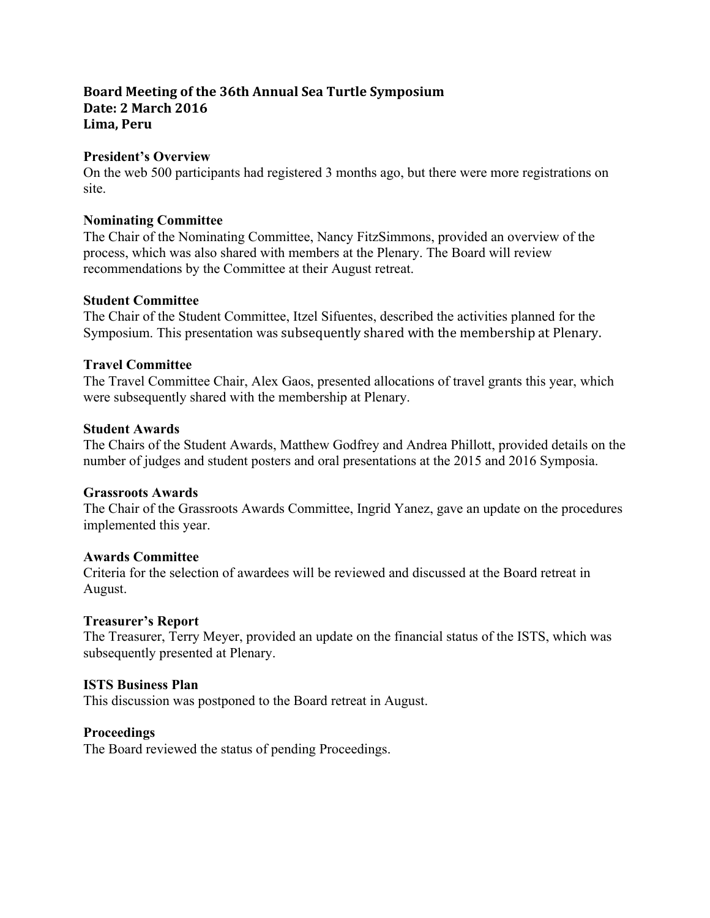**Board Meeting of the 36th Annual Sea Turtle Symposium**
**Date: 2 March 2016**
**Lima, Peru**

### President's Overview

On the web 500 participants had registered 3 months ago, but there were more registrations on site.

### Nominating Committee

The Chair of the Nominating Committee, Nancy FitzSimmons, provided an overview of the process, which was also shared with members at the Plenary. The Board will review recommendations by the Committee at their August retreat.

### Student Committee

The Chair of the Student Committee, Itzel Sifuentes, described the activities planned for the Symposium. This presentation was subsequently shared with the membership at Plenary.

### Travel Committee

The Travel Committee Chair, Alex Gaos, presented allocations of travel grants this year, which were subsequently shared with the membership at Plenary.

### Student Awards

The Chairs of the Student Awards, Matthew Godfrey and Andrea Phillott, provided details on the number of judges and student posters and oral presentations at the 2015 and 2016 Symposia.

### Grassroots Awards

The Chair of the Grassroots Awards Committee, Ingrid Yanez, gave an update on the procedures implemented this year.

### Awards Committee

Criteria for the selection of awardees will be reviewed and discussed at the Board retreat in August.

### Treasurer's Report

The Treasurer, Terry Meyer, provided an update on the financial status of the ISTS, which was subsequently presented at Plenary.

### ISTS Business Plan

This discussion was postponed to the Board retreat in August.

### Proceedings

The Board reviewed the status of pending Proceedings.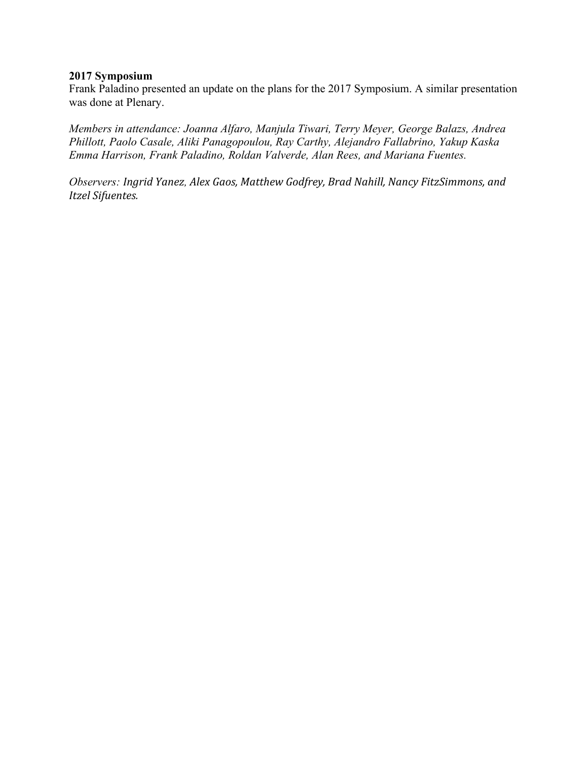**2017 Symposium**

Frank Paladino presented an update on the plans for the 2017 Symposium. A similar presentation was done at Plenary.

*Members in attendance: Joanna Alfaro, Manjula Tiwari, Terry Meyer, George Balazs, Andrea Phillott, Paolo Casale, Aliki Panagopoulou, Ray Carthy, Alejandro Fallabrino, Yakup Kaska Emma Harrison, Frank Paladino, Roldan Valverde, Alan Rees, and Mariana Fuentes.*

*Observers: Ingrid Yanez, Alex Gaos, Matthew Godfrey, Brad Nahill, Nancy FitzSimmons, and Itzel Sifuentes.*